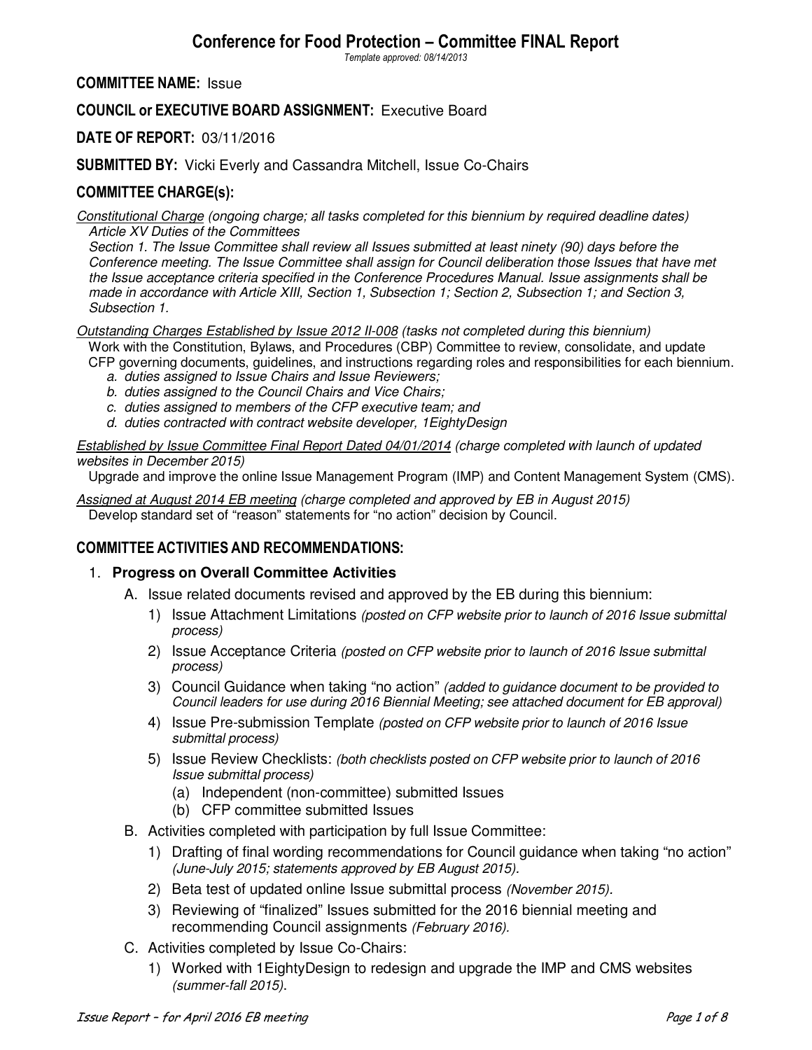# Conference for Food Protection – Committee FINAL Report

*Template approved: 08/14/2013*

**COMMITTEE NAME:** Issue

**COUNCIL or EXECUTIVE BOARD ASSIGNMENT:** Executive Board

**DATE OF REPORT:** 03/11/2016

**SUBMITTED BY:** Vicki Everly and Cassandra Mitchell, Issue Co-Chairs

## COMMITTEE CHARGE(s):

*Constitutional Charge (ongoing charge; all tasks completed for this biennium by required deadline dates)*
*Article XV Duties of the Committees*
*Section 1. The Issue Committee shall review all Issues submitted at least ninety (90) days before the Conference meeting. The Issue Committee shall assign for Council deliberation those Issues that have met the Issue acceptance criteria specified in the Conference Procedures Manual. Issue assignments shall be made in accordance with Article XIII, Section 1, Subsection 1; Section 2, Subsection 1; and Section 3, Subsection 1.*

*Outstanding Charges Established by Issue 2012 II-008 (tasks not completed during this biennium)*
Work with the Constitution, Bylaws, and Procedures (CBP) Committee to review, consolidate, and update CFP governing documents, guidelines, and instructions regarding roles and responsibilities for each biennium.

- a. *duties assigned to Issue Chairs and Issue Reviewers;*
- b. *duties assigned to the Council Chairs and Vice Chairs;*
- c. *duties assigned to members of the CFP executive team; and*
- d. *duties contracted with contract website developer, 1EightyDesign*

*Established by Issue Committee Final Report Dated 04/01/2014 (charge completed with launch of updated websites in December 2015)*
Upgrade and improve the online Issue Management Program (IMP) and Content Management System (CMS).

*Assigned at August 2014 EB meeting (charge completed and approved by EB in August 2015)*
Develop standard set of "reason" statements for "no action" decision by Council.

## COMMITTEE ACTIVITIES AND RECOMMENDATIONS:

1. **Progress on Overall Committee Activities**
   - A. Issue related documents revised and approved by the EB during this biennium:
     - 1) Issue Attachment Limitations *(posted on CFP website prior to launch of 2016 Issue submittal process)*
     - 2) Issue Acceptance Criteria *(posted on CFP website prior to launch of 2016 Issue submittal process)*
     - 3) Council Guidance when taking "no action" *(added to guidance document to be provided to Council leaders for use during 2016 Biennial Meeting; see attached document for EB approval)*
     - 4) Issue Pre-submission Template *(posted on CFP website prior to launch of 2016 Issue submittal process)*
     - 5) Issue Review Checklists: *(both checklists posted on CFP website prior to launch of 2016 Issue submittal process)*
       - (a) Independent (non-committee) submitted Issues
       - (b) CFP committee submitted Issues
   - B. Activities completed with participation by full Issue Committee:
     - 1) Drafting of final wording recommendations for Council guidance when taking "no action" *(June-July 2015; statements approved by EB August 2015).*
     - 2) Beta test of updated online Issue submittal process *(November 2015).*
     - 3) Reviewing of "finalized" Issues submitted for the 2016 biennial meeting and recommending Council assignments *(February 2016).*
   - C. Activities completed by Issue Co-Chairs:
     - 1) Worked with 1EightyDesign to redesign and upgrade the IMP and CMS websites *(summer-fall 2015).*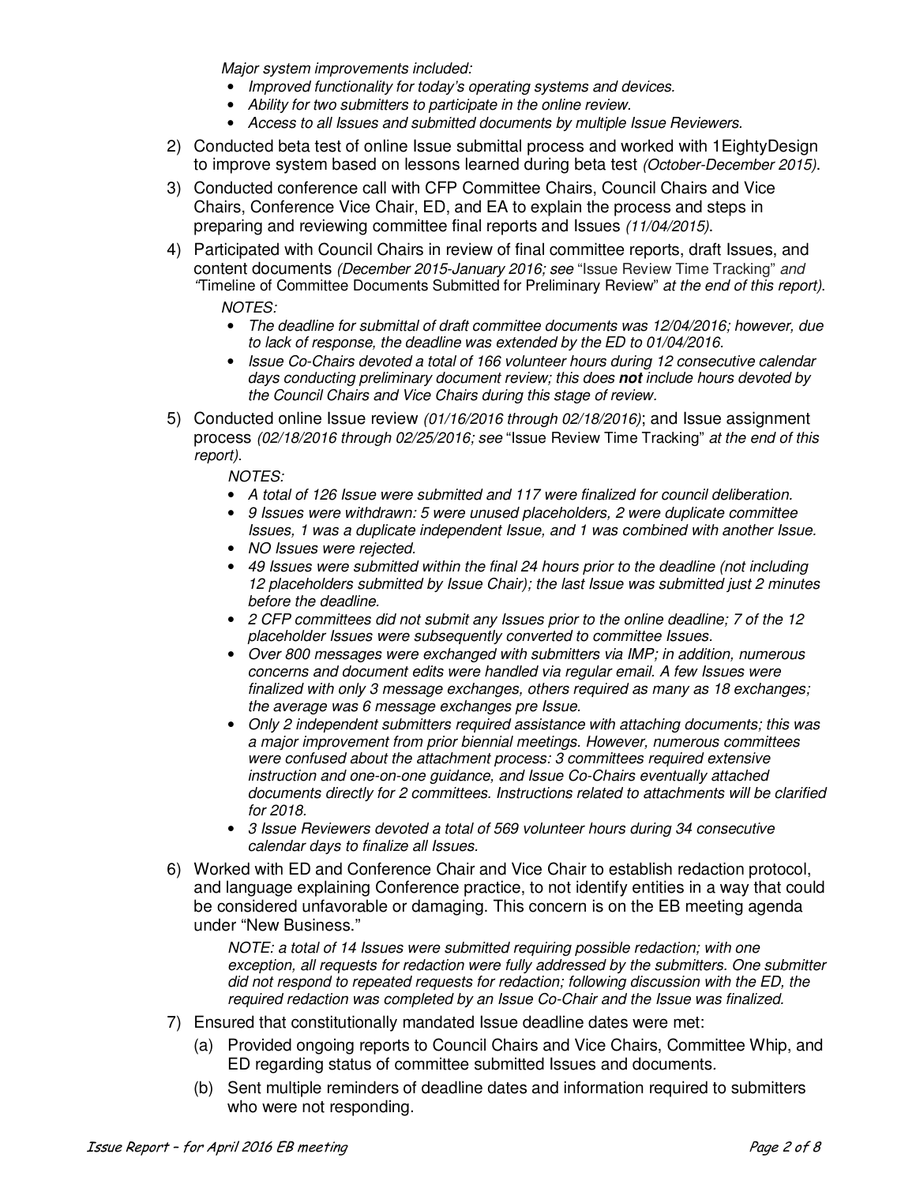*Major system improvements included:*

- *Improved functionality for today's operating systems and devices.*
- *Ability for two submitters to participate in the online review.*
- *Access to all Issues and submitted documents by multiple Issue Reviewers.*

2) Conducted beta test of online Issue submittal process and worked with 1EightyDesign to improve system based on lessons learned during beta test *(October-December 2015)*.

3) Conducted conference call with CFP Committee Chairs, Council Chairs and Vice Chairs, Conference Vice Chair, ED, and EA to explain the process and steps in preparing and reviewing committee final reports and Issues *(11/04/2015)*.

4) Participated with Council Chairs in review of final committee reports, draft Issues, and content documents *(December 2015-January 2016; see* "Issue Review Time Tracking" *and* "Timeline of Committee Documents Submitted for Preliminary Review" *at the end of this report)*.

   *NOTES:*
   - *The deadline for submittal of draft committee documents was 12/04/2016; however, due to lack of response, the deadline was extended by the ED to 01/04/2016.*
   - *Issue Co-Chairs devoted a total of 166 volunteer hours during 12 consecutive calendar days conducting preliminary document review; this does **not** include hours devoted by the Council Chairs and Vice Chairs during this stage of review.*

5) Conducted online Issue review *(01/16/2016 through 02/18/2016)*; and Issue assignment process *(02/18/2016 through 02/25/2016; see* "Issue Review Time Tracking" *at the end of this report)*.

   *NOTES:*
   - *A total of 126 Issue were submitted and 117 were finalized for council deliberation.*
   - *9 Issues were withdrawn: 5 were unused placeholders, 2 were duplicate committee Issues, 1 was a duplicate independent Issue, and 1 was combined with another Issue.*
   - *NO Issues were rejected.*
   - *49 Issues were submitted within the final 24 hours prior to the deadline (not including 12 placeholders submitted by Issue Chair); the last Issue was submitted just 2 minutes before the deadline.*
   - *2 CFP committees did not submit any Issues prior to the online deadline; 7 of the 12 placeholder Issues were subsequently converted to committee Issues.*
   - *Over 800 messages were exchanged with submitters via IMP; in addition, numerous concerns and document edits were handled via regular email. A few Issues were finalized with only 3 message exchanges, others required as many as 18 exchanges; the average was 6 message exchanges pre Issue.*
   - *Only 2 independent submitters required assistance with attaching documents; this was a major improvement from prior biennial meetings. However, numerous committees were confused about the attachment process: 3 committees required extensive instruction and one-on-one guidance, and Issue Co-Chairs eventually attached documents directly for 2 committees. Instructions related to attachments will be clarified for 2018.*
   - *3 Issue Reviewers devoted a total of 569 volunteer hours during 34 consecutive calendar days to finalize all Issues.*

6) Worked with ED and Conference Chair and Vice Chair to establish redaction protocol, and language explaining Conference practice, to not identify entities in a way that could be considered unfavorable or damaging. This concern is on the EB meeting agenda under "New Business."

   *NOTE: a total of 14 Issues were submitted requiring possible redaction; with one exception, all requests for redaction were fully addressed by the submitters. One submitter did not respond to repeated requests for redaction; following discussion with the ED, the required redaction was completed by an Issue Co-Chair and the Issue was finalized.*

7) Ensured that constitutionally mandated Issue deadline dates were met:
   (a) Provided ongoing reports to Council Chairs and Vice Chairs, Committee Whip, and ED regarding status of committee submitted Issues and documents.
   (b) Sent multiple reminders of deadline dates and information required to submitters who were not responding.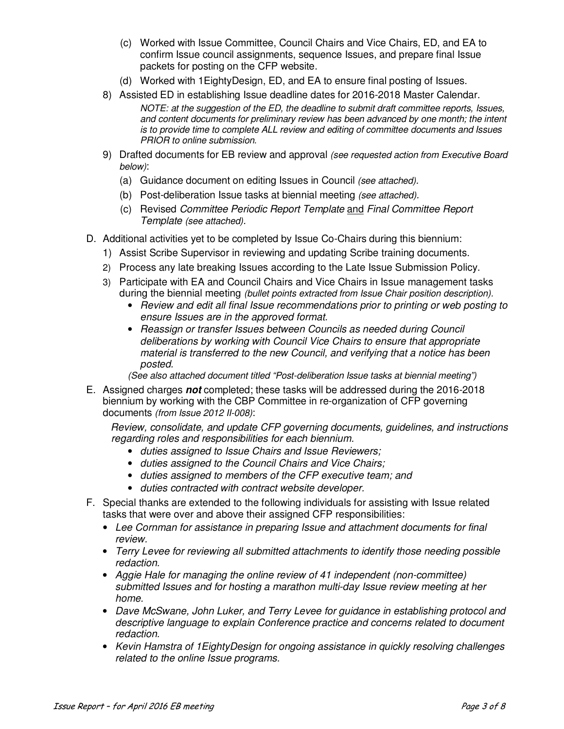(c) Worked with Issue Committee, Council Chairs and Vice Chairs, ED, and EA to confirm Issue council assignments, sequence Issues, and prepare final Issue packets for posting on the CFP website.
   (d) Worked with 1EightyDesign, ED, and EA to ensure final posting of Issues.

8) Assisted ED in establishing Issue deadline dates for 2016-2018 Master Calendar.

   *NOTE: at the suggestion of the ED, the deadline to submit draft committee reports, Issues, and content documents for preliminary review has been advanced by one month; the intent is to provide time to complete ALL review and editing of committee documents and Issues PRIOR to online submission.*

9) Drafted documents for EB review and approval *(see requested action from Executive Board below)*:
   (a) Guidance document on editing Issues in Council *(see attached).*
   (b) Post-deliberation Issue tasks at biennial meeting *(see attached).*
   (c) Revised *Committee Periodic Report Template* and *Final Committee Report Template (see attached).*

D. Additional activities yet to be completed by Issue Co-Chairs during this biennium:
   1) Assist Scribe Supervisor in reviewing and updating Scribe training documents.
   2) Process any late breaking Issues according to the Late Issue Submission Policy.
   3) Participate with EA and Council Chairs and Vice Chairs in Issue management tasks during the biennial meeting *(bullet points extracted from Issue Chair position description).*
      - *Review and edit all final Issue recommendations prior to printing or web posting to ensure Issues are in the approved format.*
      - *Reassign or transfer Issues between Councils as needed during Council deliberations by working with Council Vice Chairs to ensure that appropriate material is transferred to the new Council, and verifying that a notice has been posted.*

   *(See also attached document titled "Post-deliberation Issue tasks at biennial meeting")*

E. Assigned charges ***not*** completed; these tasks will be addressed during the 2016-2018 biennium by working with the CBP Committee in re-organization of CFP governing documents *(from Issue 2012 II-008)*:

   *Review, consolidate, and update CFP governing documents, guidelines, and instructions regarding roles and responsibilities for each biennium.*
   - *duties assigned to Issue Chairs and Issue Reviewers;*
   - *duties assigned to the Council Chairs and Vice Chairs;*
   - *duties assigned to members of the CFP executive team; and*
   - *duties contracted with contract website developer.*

F. Special thanks are extended to the following individuals for assisting with Issue related tasks that were over and above their assigned CFP responsibilities:
   - *Lee Cornman for assistance in preparing Issue and attachment documents for final review.*
   - *Terry Levee for reviewing all submitted attachments to identify those needing possible redaction.*
   - *Aggie Hale for managing the online review of 41 independent (non-committee) submitted Issues and for hosting a marathon multi-day Issue review meeting at her home.*
   - *Dave McSwane, John Luker, and Terry Levee for guidance in establishing protocol and descriptive language to explain Conference practice and concerns related to document redaction.*
   - *Kevin Hamstra of 1EightyDesign for ongoing assistance in quickly resolving challenges related to the online Issue programs.*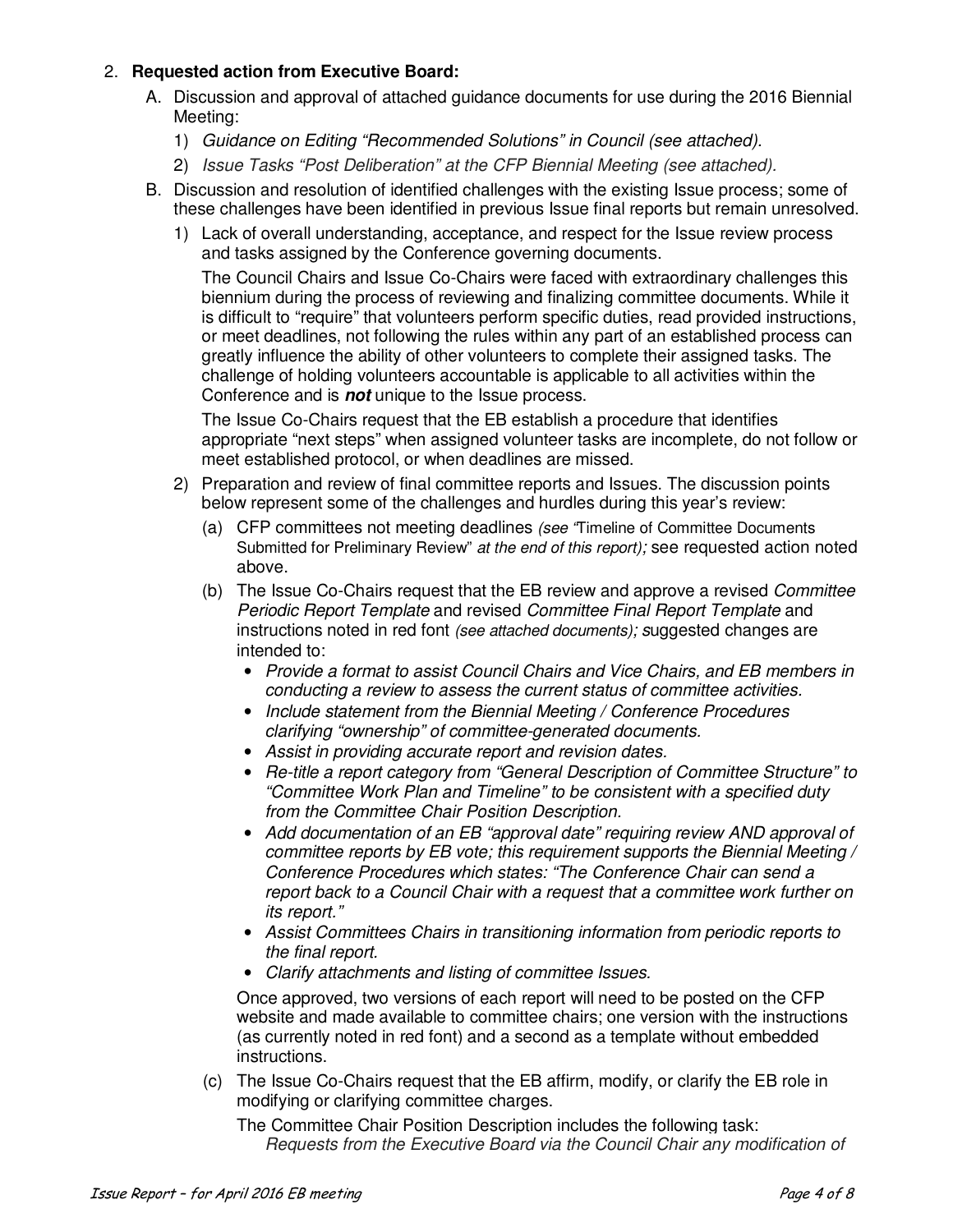2. **Requested action from Executive Board:**

   A. Discussion and approval of attached guidance documents for use during the 2016 Biennial Meeting:

      1) *Guidance on Editing "Recommended Solutions" in Council (see attached).*

      2) *Issue Tasks "Post Deliberation" at the CFP Biennial Meeting (see attached).*

   B. Discussion and resolution of identified challenges with the existing Issue process; some of these challenges have been identified in previous Issue final reports but remain unresolved.

      1) Lack of overall understanding, acceptance, and respect for the Issue review process and tasks assigned by the Conference governing documents.

         The Council Chairs and Issue Co-Chairs were faced with extraordinary challenges this biennium during the process of reviewing and finalizing committee documents. While it is difficult to "require" that volunteers perform specific duties, read provided instructions, or meet deadlines, not following the rules within any part of an established process can greatly influence the ability of other volunteers to complete their assigned tasks. The challenge of holding volunteers accountable is applicable to all activities within the Conference and is ***not*** unique to the Issue process.

         The Issue Co-Chairs request that the EB establish a procedure that identifies appropriate "next steps" when assigned volunteer tasks are incomplete, do not follow or meet established protocol, or when deadlines are missed.

      2) Preparation and review of final committee reports and Issues. The discussion points below represent some of the challenges and hurdles during this year's review:

         (a) CFP committees not meeting deadlines *(see "*Timeline of Committee Documents Submitted for Preliminary Review" *at the end of this report);* see requested action noted above.

         (b) The Issue Co-Chairs request that the EB review and approve a revised *Committee Periodic Report Template* and revised *Committee Final Report Template* and instructions noted in red font *(see attached documents); s*uggested changes are intended to:

            - *Provide a format to assist Council Chairs and Vice Chairs, and EB members in conducting a review to assess the current status of committee activities.*
            - *Include statement from the Biennial Meeting / Conference Procedures clarifying "ownership" of committee-generated documents.*
            - *Assist in providing accurate report and revision dates.*
            - *Re-title a report category from "General Description of Committee Structure" to "Committee Work Plan and Timeline" to be consistent with a specified duty from the Committee Chair Position Description.*
            - *Add documentation of an EB "approval date" requiring review AND approval of committee reports by EB vote; this requirement supports the Biennial Meeting / Conference Procedures which states: "The Conference Chair can send a report back to a Council Chair with a request that a committee work further on its report."*
            - *Assist Committees Chairs in transitioning information from periodic reports to the final report.*
            - *Clarify attachments and listing of committee Issues.*

            Once approved, two versions of each report will need to be posted on the CFP website and made available to committee chairs; one version with the instructions (as currently noted in red font) and a second as a template without embedded instructions.

         (c) The Issue Co-Chairs request that the EB affirm, modify, or clarify the EB role in modifying or clarifying committee charges.

            The Committee Chair Position Description includes the following task:

            *Requests from the Executive Board via the Council Chair any modification of*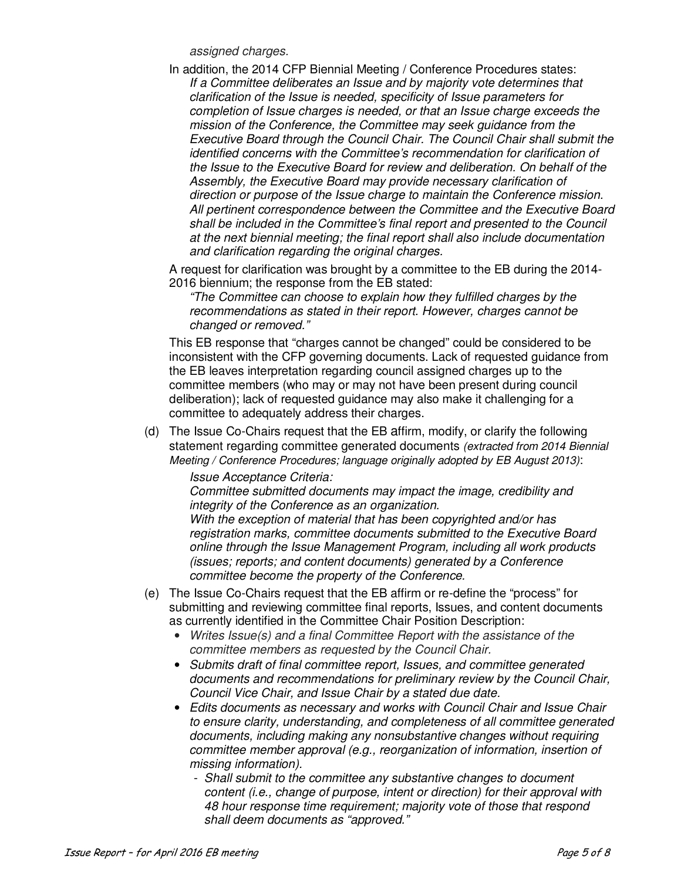*assigned charges.*

In addition, the 2014 CFP Biennial Meeting / Conference Procedures states:

*If a Committee deliberates an Issue and by majority vote determines that clarification of the Issue is needed, specificity of Issue parameters for completion of Issue charges is needed, or that an Issue charge exceeds the mission of the Conference, the Committee may seek guidance from the Executive Board through the Council Chair. The Council Chair shall submit the identified concerns with the Committee's recommendation for clarification of the Issue to the Executive Board for review and deliberation. On behalf of the Assembly, the Executive Board may provide necessary clarification of direction or purpose of the Issue charge to maintain the Conference mission. All pertinent correspondence between the Committee and the Executive Board shall be included in the Committee's final report and presented to the Council at the next biennial meeting; the final report shall also include documentation and clarification regarding the original charges.*

A request for clarification was brought by a committee to the EB during the 2014-2016 biennium; the response from the EB stated:

*"The Committee can choose to explain how they fulfilled charges by the recommendations as stated in their report. However, charges cannot be changed or removed."*

This EB response that "charges cannot be changed" could be considered to be inconsistent with the CFP governing documents. Lack of requested guidance from the EB leaves interpretation regarding council assigned charges up to the committee members (who may or may not have been present during council deliberation); lack of requested guidance may also make it challenging for a committee to adequately address their charges.

(d) The Issue Co-Chairs request that the EB affirm, modify, or clarify the following statement regarding committee generated documents *(extracted from 2014 Biennial Meeting / Conference Procedures; language originally adopted by EB August 2013)*:

*Issue Acceptance Criteria:*
*Committee submitted documents may impact the image, credibility and integrity of the Conference as an organization.*
*With the exception of material that has been copyrighted and/or has registration marks, committee documents submitted to the Executive Board online through the Issue Management Program, including all work products (issues; reports; and content documents) generated by a Conference committee become the property of the Conference.*

(e) The Issue Co-Chairs request that the EB affirm or re-define the "process" for submitting and reviewing committee final reports, Issues, and content documents as currently identified in the Committee Chair Position Description:

- *Writes Issue(s) and a final Committee Report with the assistance of the committee members as requested by the Council Chair.*
- *Submits draft of final committee report, Issues, and committee generated documents and recommendations for preliminary review by the Council Chair, Council Vice Chair, and Issue Chair by a stated due date.*
- *Edits documents as necessary and works with Council Chair and Issue Chair to ensure clarity, understanding, and completeness of all committee generated documents, including making any nonsubstantive changes without requiring committee member approval (e.g., reorganization of information, insertion of missing information).*
  - *Shall submit to the committee any substantive changes to document content (i.e., change of purpose, intent or direction) for their approval with 48 hour response time requirement; majority vote of those that respond shall deem documents as "approved."*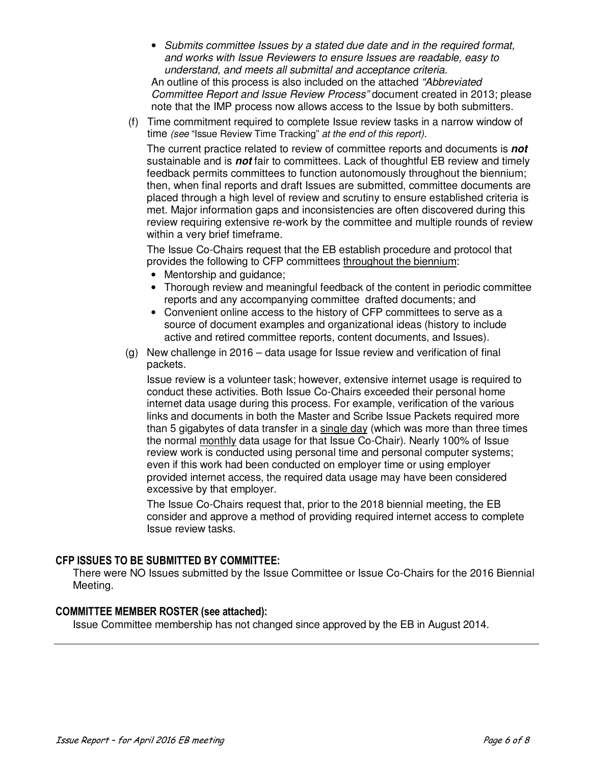- *Submits committee Issues by a stated due date and in the required format, and works with Issue Reviewers to ensure Issues are readable, easy to understand, and meets all submittal and acceptance criteria.*

  An outline of this process is also included on the attached *"Abbreviated Committee Report and Issue Review Process"* document created in 2013; please note that the IMP process now allows access to the Issue by both submitters.

(f) Time commitment required to complete Issue review tasks in a narrow window of time *(see* "Issue Review Time Tracking" *at the end of this report).*

The current practice related to review of committee reports and documents is ***not*** sustainable and is ***not*** fair to committees. Lack of thoughtful EB review and timely feedback permits committees to function autonomously throughout the biennium; then, when final reports and draft Issues are submitted, committee documents are placed through a high level of review and scrutiny to ensure established criteria is met. Major information gaps and inconsistencies are often discovered during this review requiring extensive re-work by the committee and multiple rounds of review within a very brief timeframe.

The Issue Co-Chairs request that the EB establish procedure and protocol that provides the following to CFP committees throughout the biennium:

- Mentorship and guidance;
- Thorough review and meaningful feedback of the content in periodic committee reports and any accompanying committee drafted documents; and
- Convenient online access to the history of CFP committees to serve as a source of document examples and organizational ideas (history to include active and retired committee reports, content documents, and Issues).

(g) New challenge in 2016 – data usage for Issue review and verification of final packets.

Issue review is a volunteer task; however, extensive internet usage is required to conduct these activities. Both Issue Co-Chairs exceeded their personal home internet data usage during this process. For example, verification of the various links and documents in both the Master and Scribe Issue Packets required more than 5 gigabytes of data transfer in a single day (which was more than three times the normal monthly data usage for that Issue Co-Chair). Nearly 100% of Issue review work is conducted using personal time and personal computer systems; even if this work had been conducted on employer time or using employer provided internet access, the required data usage may have been considered excessive by that employer.

The Issue Co-Chairs request that, prior to the 2018 biennial meeting, the EB consider and approve a method of providing required internet access to complete Issue review tasks.

## CFP ISSUES TO BE SUBMITTED BY COMMITTEE:

There were NO Issues submitted by the Issue Committee or Issue Co-Chairs for the 2016 Biennial Meeting.

## COMMITTEE MEMBER ROSTER (see attached):

Issue Committee membership has not changed since approved by the EB in August 2014.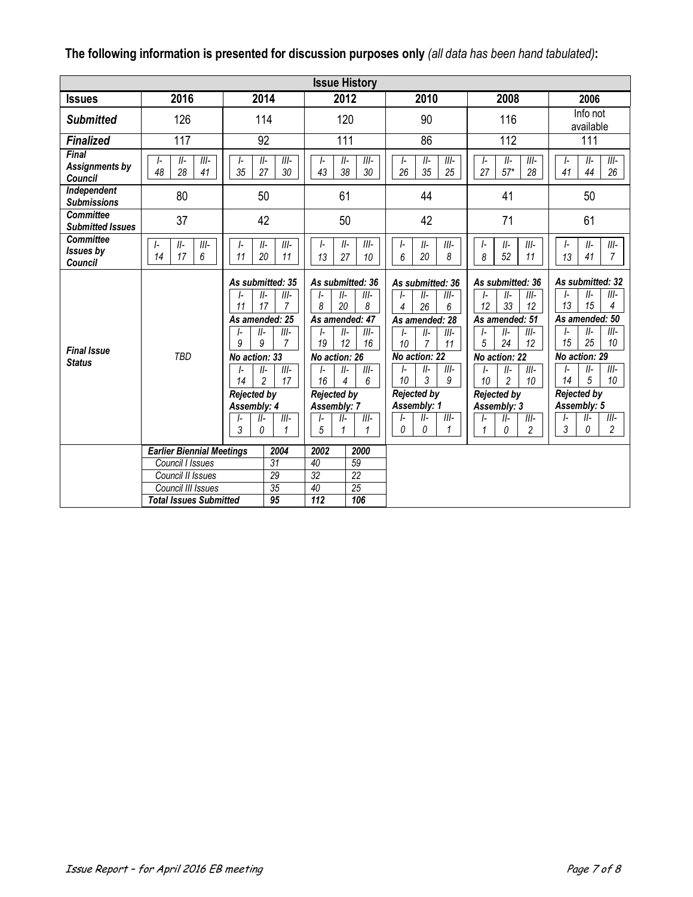**The following information is presented for discussion purposes only** *(all data has been hand tabulated)***:**

| Issue History | | | | | | |
|---|---|---|---|---|---|---|
| **Issues** | **2016** | **2014** | **2012** | **2010** | **2008** | **2006** |
| ***Submitted*** | 126 | 114 | 120 | 90 | 116 | Info not available |
| ***Finalized*** | 117 | 92 | 111 | 86 | 112 | 111 |
| ***Final Assignments by Council*** | I- 48, II- 28, III- 41 | I- 35, II- 27, III- 30 | I- 43, II- 38, III- 30 | I- 26, II- 35, III- 25 | I- 27, II- 57*, III- 28 | I- 41, II- 44, III- 26 |
| ***Independent Submissions*** | 80 | 50 | 61 | 44 | 41 | 50 |
| ***Committee Submitted Issues*** | 37 | 42 | 50 | 42 | 71 | 61 |
| ***Committee Issues by Council*** | I- 14, II- 17, III- 6 | I- 11, II- 20, III- 11 | I- 13, II- 27, III- 10 | I- 6, II- 20, III- 8 | I- 8, II- 52, III- 11 | I- 13, II- 41, III- 7 |
| ***Final Issue Status*** | *TBD* | ***As submitted: 35*** I- 11, II- 17, III- 7; ***As amended: 25*** I- 9, II- 9, III- 7; ***No action: 33*** I- 14, II- 2, III- 17; ***Rejected by Assembly: 4*** I- 3, II- 0, III- 1 | ***As submitted: 36*** I- 8, II- 20, III- 8; ***As amended: 47*** I- 19, II- 12, III- 16; ***No action: 26*** I- 16, II- 4, III- 6; ***Rejected by Assembly: 7*** I- 5, II- 1, III- 1 | ***As submitted: 36*** I- 4, II- 26, III- 6; ***As amended: 28*** I- 10, II- 7, III- 11; ***No action: 22*** I- 10, II- 3, III- 9; ***Rejected by Assembly: 1*** I- 0, II- 0, III- 1 | ***As submitted: 36*** I- 12, II- 33, III- 12; ***As amended: 51*** I- 5, II- 24, III- 12; ***No action: 22*** I- 10, II- 2, III- 10; ***Rejected by Assembly: 3*** I- 1, II- 0, III- 2 | ***As submitted: 32*** I- 13, II- 15, III- 4; ***As amended: 50*** I- 15, II- 25, III- 10; ***No action: 29*** I- 14, II- 5, III- 10; ***Rejected by Assembly: 5*** I- 3, II- 0, III- 2 |

| ***Earlier Biennial Meetings*** | ***2004*** | ***2002*** | ***2000*** |
|---|---|---|---|
| *Council I Issues* | *31* | *40* | *59* |
| *Council II Issues* | *29* | *32* | *22* |
| *Council III Issues* | *35* | *40* | *25* |
| ***Total Issues Submitted*** | ***95*** | ***112*** | ***106*** |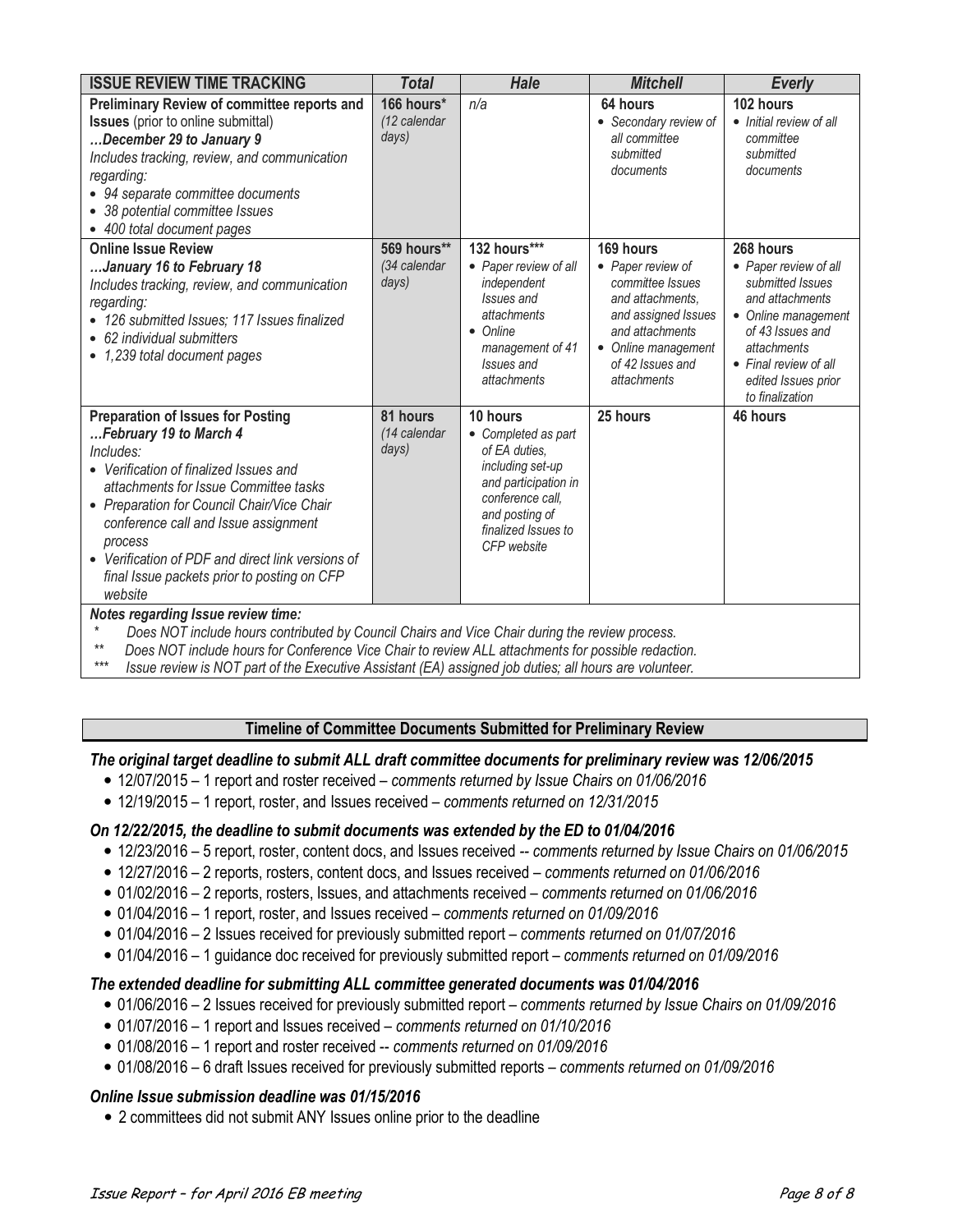| ISSUE REVIEW TIME TRACKING | Total | Hale | Mitchell | Everly |
|---|---|---|---|---|
| **Preliminary Review of committee reports and Issues** (prior to online submittal)<br>***…December 29 to January 9***<br>*Includes tracking, review, and communication regarding:*<br>• *94 separate committee documents*<br>• *38 potential committee Issues*<br>• *400 total document pages* | **166 hours*** *(12 calendar days)* | *n/a* | **64 hours**<br>• *Secondary review of all committee submitted documents* | **102 hours**<br>• *Initial review of all committee submitted documents* |
| **Online Issue Review**<br>***…January 16 to February 18***<br>*Includes tracking, review, and communication regarding:*<br>• *126 submitted Issues; 117 Issues finalized*<br>• *62 individual submitters*<br>• *1,239 total document pages* | **569 hours**** *(34 calendar days)* | **132 hours*****<br>• *Paper review of all independent Issues and attachments*<br>• *Online management of 41 Issues and attachments* | **169 hours**<br>• *Paper review of committee Issues and attachments, and assigned Issues and attachments*<br>• *Online management of 42 Issues and attachments* | **268 hours**<br>• *Paper review of all submitted Issues and attachments*<br>• *Online management of 43 Issues and attachments*<br>• *Final review of all edited Issues prior to finalization* |
| **Preparation of Issues for Posting**<br>***…February 19 to March 4***<br>*Includes:*<br>• *Verification of finalized Issues and attachments for Issue Committee tasks*<br>• *Preparation for Council Chair/Vice Chair conference call and Issue assignment process*<br>• *Verification of PDF and direct link versions of final Issue packets prior to posting on CFP website* | **81 hours** *(14 calendar days)* | **10 hours**<br>• *Completed as part of EA duties, including set-up and participation in conference call, and posting of finalized Issues to CFP website* | **25 hours** | **46 hours** |

***Notes regarding Issue review time:***

\* *Does NOT include hours contributed by Council Chairs and Vice Chair during the review process.*

\*\* *Does NOT include hours for Conference Vice Chair to review ALL attachments for possible redaction.*

\*\*\* *Issue review is NOT part of the Executive Assistant (EA) assigned job duties; all hours are volunteer.*

## Timeline of Committee Documents Submitted for Preliminary Review

***The original target deadline to submit ALL draft committee documents for preliminary review was 12/06/2015***

- 12/07/2015 – 1 report and roster received – *comments returned by Issue Chairs on 01/06/2016*
- 12/19/2015 – 1 report, roster, and Issues received – *comments returned on 12/31/2015*

***On 12/22/2015, the deadline to submit documents was extended by the ED to 01/04/2016***

- 12/23/2016 – 5 report, roster, content docs, and Issues received -- *comments returned by Issue Chairs on 01/06/2015*
- 12/27/2016 – 2 reports, rosters, content docs, and Issues received – *comments returned on 01/06/2016*
- 01/02/2016 – 2 reports, rosters, Issues, and attachments received – *comments returned on 01/06/2016*
- 01/04/2016 – 1 report, roster, and Issues received – *comments returned on 01/09/2016*
- 01/04/2016 – 2 Issues received for previously submitted report – *comments returned on 01/07/2016*
- 01/04/2016 – 1 guidance doc received for previously submitted report – *comments returned on 01/09/2016*

***The extended deadline for submitting ALL committee generated documents was 01/04/2016***

- 01/06/2016 – 2 Issues received for previously submitted report – *comments returned by Issue Chairs on 01/09/2016*
- 01/07/2016 – 1 report and Issues received – *comments returned on 01/10/2016*
- 01/08/2016 – 1 report and roster received -- *comments returned on 01/09/2016*
- 01/08/2016 – 6 draft Issues received for previously submitted reports – *comments returned on 01/09/2016*

***Online Issue submission deadline was 01/15/2016***

- 2 committees did not submit ANY Issues online prior to the deadline